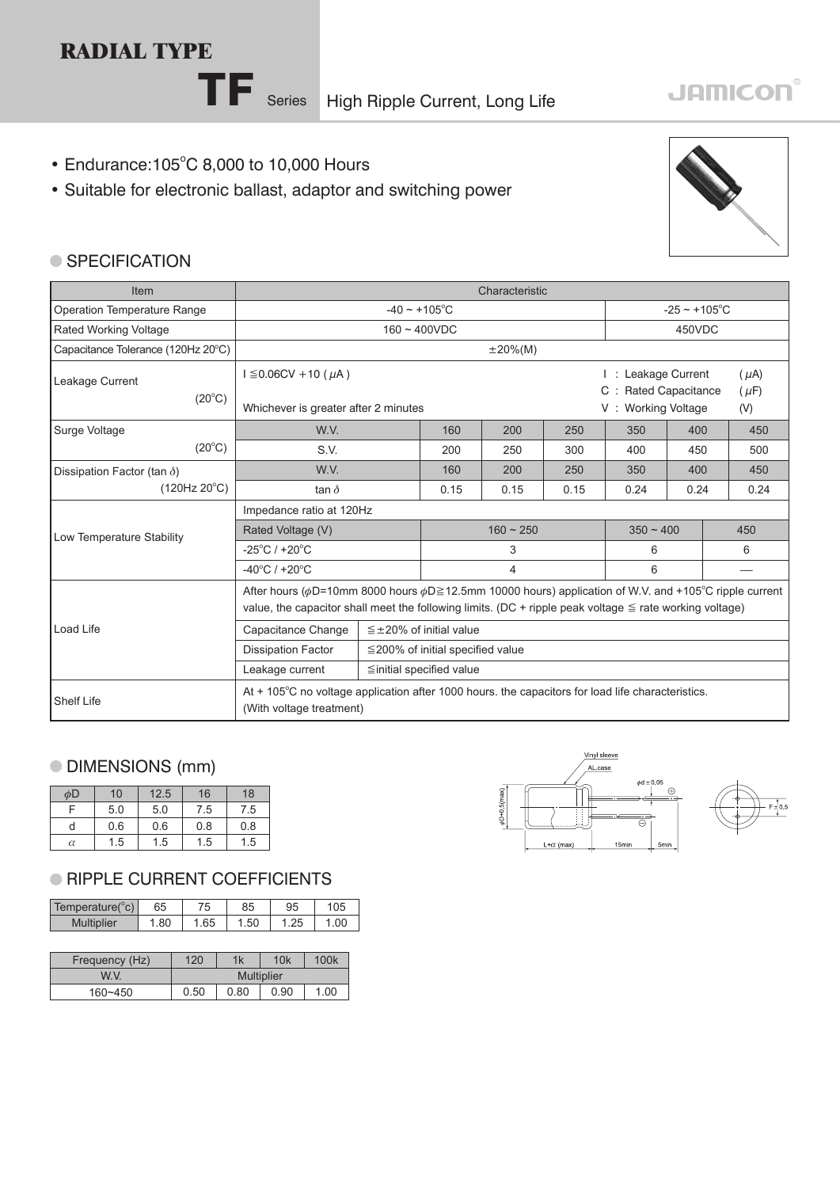# RADIAL TYPE

## TF Series High Ripple Current, Long Life

JAMICON

- Endurance:105°C 8,000 to 10,000 Hours
- Suitable for electronic ballast, adaptor and switching power

## SPECIFICATION

| Item | Characteristic | | | | | | |
|---|---|---|---|---|---|---|---|
| Operation Temperature Range | -40 ~ +105°C | | | | -25 ~ +105°C | | |
| Rated Working Voltage | 160 ~ 400VDC | | | | 450VDC | | |
| Capacitance Tolerance (120Hz 20°C) | ±20%(M) | | | | | | |
| Leakage Current (20°C) | I ≦0.06CV +10 ( $\mu$A ) Whichever is greater after 2 minutes | | | | I : Leakage Current ( $\mu$A) C : Rated Capacitance ( $\mu$F) V : Working Voltage (V) | | |
| Surge Voltage (20°C) | W.V. | 160 | 200 | 250 | 350 | 400 | 450 |
| | S.V. | 200 | 250 | 300 | 400 | 450 | 500 |
| Dissipation Factor (tan $\delta$) (120Hz 20°C) | W.V. | 160 | 200 | 250 | 350 | 400 | 450 |
| | tan $\delta$ | 0.15 | 0.15 | 0.15 | 0.24 | 0.24 | 0.24 |
| Low Temperature Stability | Impedance ratio at 120Hz | | | | | | |
| | Rated Voltage (V) | 160 ~ 250 | | | 350 ~ 400 | | 450 |
| | -25°C / +20°C | 3 | | | 6 | | 6 |
| | -40°C / +20°C | 4 | | | 6 | | — |
| Load Life | After hours ($\phi$D=10mm 8000 hours $\phi$D≧12.5mm 10000 hours) application of W.V. and +105°C ripple current value, the capacitor shall meet the following limits. (DC + ripple peak voltage ≦ rate working voltage) | | | | | | |
| | Capacitance Change | ≦±20% of initial value | | | | | |
| | Dissipation Factor | ≦200% of initial specified value | | | | | |
| | Leakage current | ≦initial specified value | | | | | |
| Shelf Life | At + 105°C no voltage application after 1000 hours. the capacitors for load life characteristics. (With voltage treatment) | | | | | | |

## DIMENSIONS (mm)

| $\phi$D | 10 | 12.5 | 16 | 18 |
|---|---|---|---|---|
| F | 5.0 | 5.0 | 7.5 | 7.5 |
| d | 0.6 | 0.6 | 0.8 | 0.8 |
| $\alpha$ | 1.5 | 1.5 | 1.5 | 1.5 |

Vinyl sleeve, AL.case, $\phi$d ± 0.05, $\phi$D+0.5(max), L+$\alpha$ (max), 15min, 5min, F ± 0.5

## RIPPLE CURRENT COEFFICIENTS

| Temperature(°c) | 65 | 75 | 85 | 95 | 105 |
|---|---|---|---|---|---|
| Multiplier | 1.80 | 1.65 | 1.50 | 1.25 | 1.00 |

| Frequency (Hz) | 120 | 1k | 10k | 100k |
|---|---|---|---|---|
| W.V. | Multiplier | | | |
| 160~450 | 0.50 | 0.80 | 0.90 | 1.00 |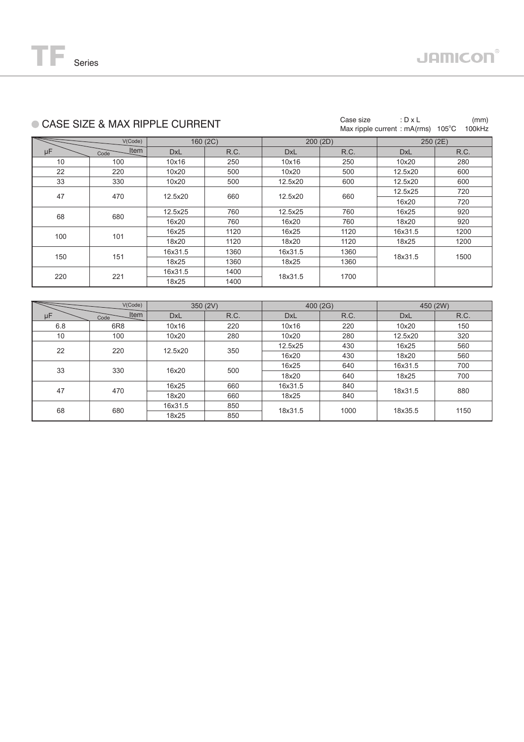● CASE SIZE & MAX RIPPLE CURRENT

Case size : D x L (mm)
Max ripple current : mA(rms) 105°C 100kHz

| V(Code) | | 160 (2C) | | 200 (2D) | | 250 (2E) | |
|---|---|---|---|---|---|---|---|
| μF | Code / Item | DxL | R.C. | DxL | R.C. | DxL | R.C. |
| 10 | 100 | 10x16 | 250 | 10x16 | 250 | 10x20 | 280 |
| 22 | 220 | 10x20 | 500 | 10x20 | 500 | 12.5x20 | 600 |
| 33 | 330 | 10x20 | 500 | 12.5x20 | 600 | 12.5x20 | 600 |
| 47 | 470 | 12.5x20 | 660 | 12.5x20 | 660 | 12.5x25 | 720 |
| | | | | | | 16x20 | 720 |
| 68 | 680 | 12.5x25 | 760 | 12.5x25 | 760 | 16x25 | 920 |
| | | 16x20 | 760 | 16x20 | 760 | 18x20 | 920 |
| 100 | 101 | 16x25 | 1120 | 16x25 | 1120 | 16x31.5 | 1200 |
| | | 18x20 | 1120 | 18x20 | 1120 | 18x25 | 1200 |
| 150 | 151 | 16x31.5 | 1360 | 16x31.5 | 1360 | 18x31.5 | 1500 |
| | | 18x25 | 1360 | 18x25 | 1360 | | |
| 220 | 221 | 16x31.5 | 1400 | 18x31.5 | 1700 | | |
| | | 18x25 | 1400 | | | | |

| V(Code) | | 350 (2V) | | 400 (2G) | | 450 (2W) | |
|---|---|---|---|---|---|---|---|
| μF | Code / Item | DxL | R.C. | DxL | R.C. | DxL | R.C. |
| 6.8 | 6R8 | 10x16 | 220 | 10x16 | 220 | 10x20 | 150 |
| 10 | 100 | 10x20 | 280 | 10x20 | 280 | 12.5x20 | 320 |
| 22 | 220 | 12.5x20 | 350 | 12.5x25 | 430 | 16x25 | 560 |
| | | | | 16x20 | 430 | 18x20 | 560 |
| 33 | 330 | 16x20 | 500 | 16x25 | 640 | 16x31.5 | 700 |
| | | | | 18x20 | 640 | 18x25 | 700 |
| 47 | 470 | 16x25 | 660 | 16x31.5 | 840 | 18x31.5 | 880 |
| | | 18x20 | 660 | 18x25 | 840 | | |
| 68 | 680 | 16x31.5 | 850 | 18x31.5 | 1000 | 18x35.5 | 1150 |
| | | 18x25 | 850 | | | | |